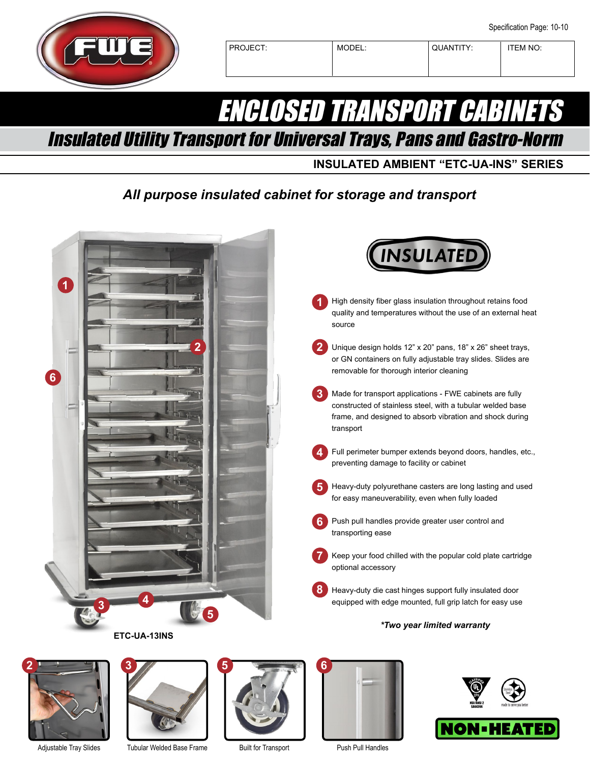Specification Page: 10-10

| PROJECT: | MODEL: | QUANTITY: | ITEM NO: |
| --- | --- | --- | --- |
| | | | |

# ENCLOSED TRANSPORT CABINETS

## Insulated Utility Transport for Universal Trays, Pans and Gastro-Norm

### INSULATED AMBIENT "ETC-UA-INS" SERIES

***All purpose insulated cabinet for storage and transport***

INSULATED

1. High density fiber glass insulation throughout retains food quality and temperatures without the use of an external heat source
2. Unique design holds 12" x 20" pans, 18" x 26" sheet trays, or GN containers on fully adjustable tray slides. Slides are removable for thorough interior cleaning
3. Made for transport applications - FWE cabinets are fully constructed of stainless steel, with a tubular welded base frame, and designed to absorb vibration and shock during transport
4. Full perimeter bumper extends beyond doors, handles, etc., preventing damage to facility or cabinet
5. Heavy-duty polyurethane casters are long lasting and used for easy maneuverability, even when fully loaded
6. Push pull handles provide greater user control and transporting ease
7. Keep your food chilled with the popular cold plate cartridge optional accessory
8. Heavy-duty die cast hinges support fully insulated door equipped with edge mounted, full grip latch for easy use

***Two year limited warranty**

**ETC-UA-13INS**

2 Adjustable Tray Slides

3 Tubular Welded Base Frame

5 Built for Transport

6 Push Pull Handles

NON-HEATED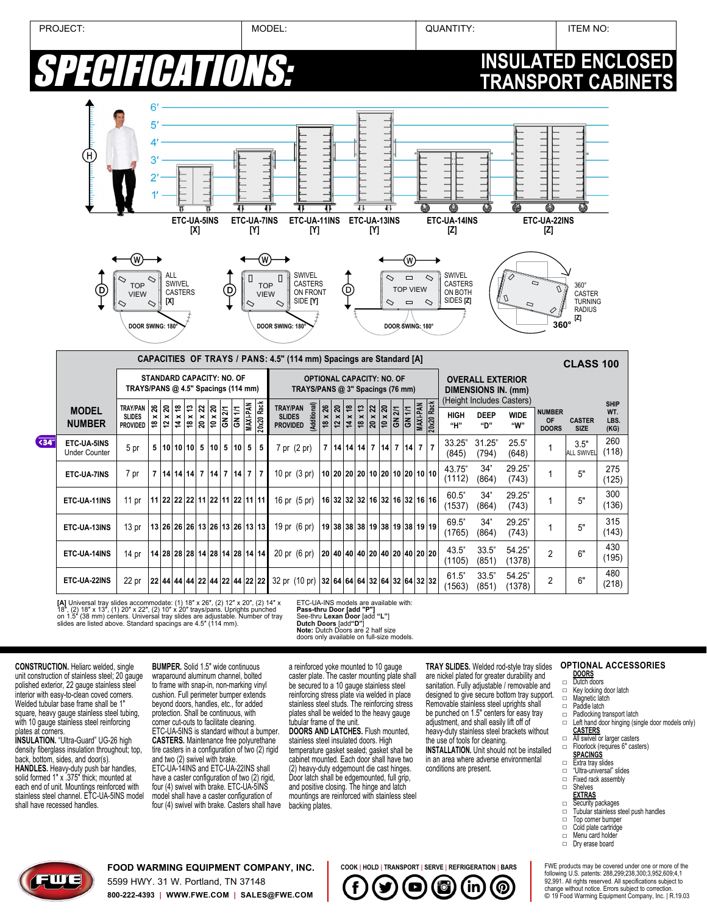| PROJECT: | MODEL: | QUANTITY: | ITEM NO: |
|---|---|---|---|

# SPECIFICATIONS:

## INSULATED ENCLOSED TRANSPORT CABINETS

6′
5′
4′
H
3′
2′
1′

ETC-UA-5INS [X]
ETC-UA-7INS [Y]
ETC-UA-11INS [Y]
ETC-UA-13INS [Y]
ETC-UA-14INS [Z]
ETC-UA-22INS [Z]

W
D
TOP VIEW
ALL SWIVEL CASTERS [X]
DOOR SWING: 180°

W
D
TOP VIEW
SWIVEL CASTERS ON FRONT SIDE [Y]
DOOR SWING: 180°

W
D
TOP VIEW
SWIVEL CASTERS ON BOTH SIDES [Z]
DOOR SWING: 180°

360° CASTER TURNING RADIUS [Z]
360°

**CAPACITIES OF TRAYS / PANS: 4.5" (114 mm) Spacings are Standard [A]** — **CLASS 100**

| MODEL NUMBER | STANDARD CAPACITY: NO. OF TRAYS/PANS @ 4.5" Spacings (114 mm) | | | | | | | | | | | | OPTIONAL CAPACITY: NO. OF TRAYS/PANS @ 3" Spacings (76 mm) | | | | | | | | | | | | OVERALL EXTERIOR DIMENSIONS IN. (mm) (Height Includes Casters) | | | NUMBER OF DOORS | CASTER SIZE | SHIP WT. LBS. (KG) |
|---|---|---|---|---|---|---|---|---|---|---|---|---|---|---|---|---|---|---|---|---|---|---|---|---|---|---|---|---|---|---|
| | TRAY/PAN SLIDES PROVIDED | 18 x 26 | 12 x 20 | 14 x 18 | 18 x 13 | 20 x 22 | 10 x 20 | GN 2/1 | GN 1/1 | MAXI-PAN | 20x20 Rack | | TRAY/PAN SLIDES PROVIDED (Additional) | 18 x 26 | 12 x 20 | 14 x 18 | 18 x 13 | 20 x 22 | 10 x 20 | GN 2/1 | GN 1/1 | MAXI-PAN | 20x20 Rack | | HIGH "H" | DEEP "D" | WIDE "W" | | | |
| ETC-UA-5INS Under Counter | 5 pr | 5 | 10 | 10 | 10 | 5 | 10 | 5 | 10 | 5 | 5 | | 7 pr (2 pr) | 7 | 14 | 14 | 14 | 7 | 14 | 7 | 14 | 7 | 7 | | 33.25" (845) | 31.25" (794) | 25.5" (648) | 1 | 3.5" ALL SWIVEL | 260 (118) |
| ETC-UA-7INS | 7 pr | 7 | 14 | 14 | 14 | 7 | 14 | 7 | 14 | 7 | 7 | | 10 pr (3 pr) | 10 | 20 | 20 | 20 | 10 | 20 | 10 | 20 | 10 | 10 | | 43.75" (1112) | 34" (864) | 29.25" (743) | 1 | 5" | 275 (125) |
| ETC-UA-11INS | 11 pr | 11 | 22 | 22 | 22 | 11 | 22 | 11 | 22 | 11 | 11 | | 16 pr (5 pr) | 16 | 32 | 32 | 32 | 16 | 32 | 16 | 32 | 16 | 16 | | 60.5" (1537) | 34" (864) | 29.25" (743) | 1 | 5" | 300 (136) |
| ETC-UA-13INS | 13 pr | 13 | 26 | 26 | 26 | 13 | 26 | 13 | 26 | 13 | 13 | | 19 pr (6 pr) | 19 | 38 | 38 | 38 | 19 | 38 | 19 | 38 | 19 | 19 | | 69.5" (1765) | 34" (864) | 29.25" (743) | 1 | 5" | 315 (143) |
| ETC-UA-14INS | 14 pr | 14 | 28 | 28 | 28 | 14 | 28 | 14 | 28 | 14 | 14 | | 20 pr (6 pr) | 20 | 40 | 40 | 40 | 20 | 40 | 20 | 40 | 20 | 20 | | 43.5" (1105) | 33.5" (851) | 54.25" (1378) | 2 | 6" | 430 (195) |
| ETC-UA-22INS | 22 pr | 22 | 44 | 44 | 44 | 22 | 44 | 22 | 44 | 22 | 22 | | 32 pr (10 pr) | 32 | 64 | 64 | 64 | 32 | 64 | 32 | 64 | 32 | 32 | | 61.5" (1563) | 33.5" (851) | 54.25" (1378) | 2 | 6" | 480 (218) |

**[A]** Universal tray slides accommodate: (1) 18" x 26", (2) 12" x 20", (2) 14" x 18", (2) 18" x 13", (1) 20" x 22", (2) 10" x 20" trays/pans. Uprights punched on 1.5" (38 mm) centers. Universal tray slides are adjustable. Number of tray slides are listed above. Standard spacings are 4.5" (114 mm).

ETC-UA-INS models are available with:
**Pass-thru Door [add "P"]**
See-thru **Lexan Door** [add **"L"**]
**Dutch Doors** [add**"D"**]
**Note:** Dutch Doors are 2 half size doors only available on full-size models.

**CONSTRUCTION.** Heliarc welded, single unit construction of stainless steel; 20 gauge polished exterior, 22 gauge stainless steel interior with easy-to-clean coved corners. Welded tubular base frame shall be 1" square, heavy gauge stainless steel tubing, with 10 gauge stainless steel reinforcing plates at corners.

**INSULATION.** "Ultra-Guard" UG-26 high density fiberglass insulation throughout; top, back, bottom, sides, and door(s).

**HANDLES.** Heavy-duty push bar handles, solid formed 1" x .375" thick; mounted at each end of unit. Mountings reinforced with stainless steel channel. ETC-UA-5INS model shall have recessed handles.

**BUMPER.** Solid 1.5" wide continuous wraparound aluminum channel, bolted to frame with snap-in, non-marking vinyl cushion. Full perimeter bumper extends beyond doors, handles, etc., for added protection. Shall be continuous, with corner cut-outs to facilitate cleaning. ETC-UA-5INS is standard without a bumper.

**CASTERS.** Maintenance free polyurethane tire casters in a configuration of two (2) rigid and two (2) swivel with brake. ETC-UA-14INS and ETC-UA-22INS shall have a caster configuration of two (2) rigid, four (4) swivel with brake. ETC-UA-5INS model shall have a caster configuration of four (4) swivel with brake. Casters shall have a reinforced with yoke mounted to 10 gauge caster plate. The caster mounting plate shall be secured to a 10 gauge stainless steel reinforcing stress plate via welded in place stainless steel studs. The reinforcing stress plates shall be welded to the heavy gauge tubular frame of the unit.

**DOORS AND LATCHES.** Flush mounted, stainless steel insulated doors. High temperature gasket sealed; gasket shall be cabinet mounted. Each door shall have two (2) heavy-duty edgemount die cast hinges. Door latch shall be edgemounted, full grip, and positive closing. The hinge and latch mountings are reinforced with stainless steel backing plates.

**TRAY SLIDES.** Welded rod-style tray slides are nickel plated for greater durability and sanitation. Fully adjustable / removable and designed to give secure bottom tray support. Removable stainless steel uprights shall be punched on 1.5" centers for easy tray adjustment, and shall easily lift off of heavy-duty stainless steel brackets without the use of tools for cleaning.

**INSTALLATION.** Unit should not be installed in an area where adverse environmental conditions are present.

## OPTIONAL ACCESSORIES

**DOORS**
- ☐ Dutch doors
- ☐ Key locking door latch
- ☐ Magnetic latch
- ☐ Paddle latch
- ☐ Padlocking transport latch
- ☐ Left hand door hinging (single door models only)

**CASTERS**
- ☐ All swivel or larger casters
- ☐ Floorlock (requires 6" casters)

**SPACINGS**
- ☐ Extra tray slides
- ☐ "Ultra-universal" slides
- ☐ Fixed rack assembly
- ☐ Shelves

**EXTRAS**
- ☐ Security packages
- ☐ Tubular stainless steel push handles
- ☐ Top corner bumper
- ☐ Cold plate cartridge
- ☐ Menu card holder
- ☐ Dry erase board

**FOOD WARMING EQUIPMENT COMPANY, INC.**
5599 HWY. 31 W. Portland, TN 37148
**800-222-4393 | WWW.FWE.COM | SALES@FWE.COM**

COOK | HOLD | TRANSPORT | SERVE | REFRIGERATION | BARS

FWE products may be covered under one or more of the following U.S. patents: 288,299;238,300;3,952,609;4,192,991. All rights reserved. All specifications subject to change without notice. Errors subject to correction. © 19 Food Warming Equipment Company, Inc. | R.19.03